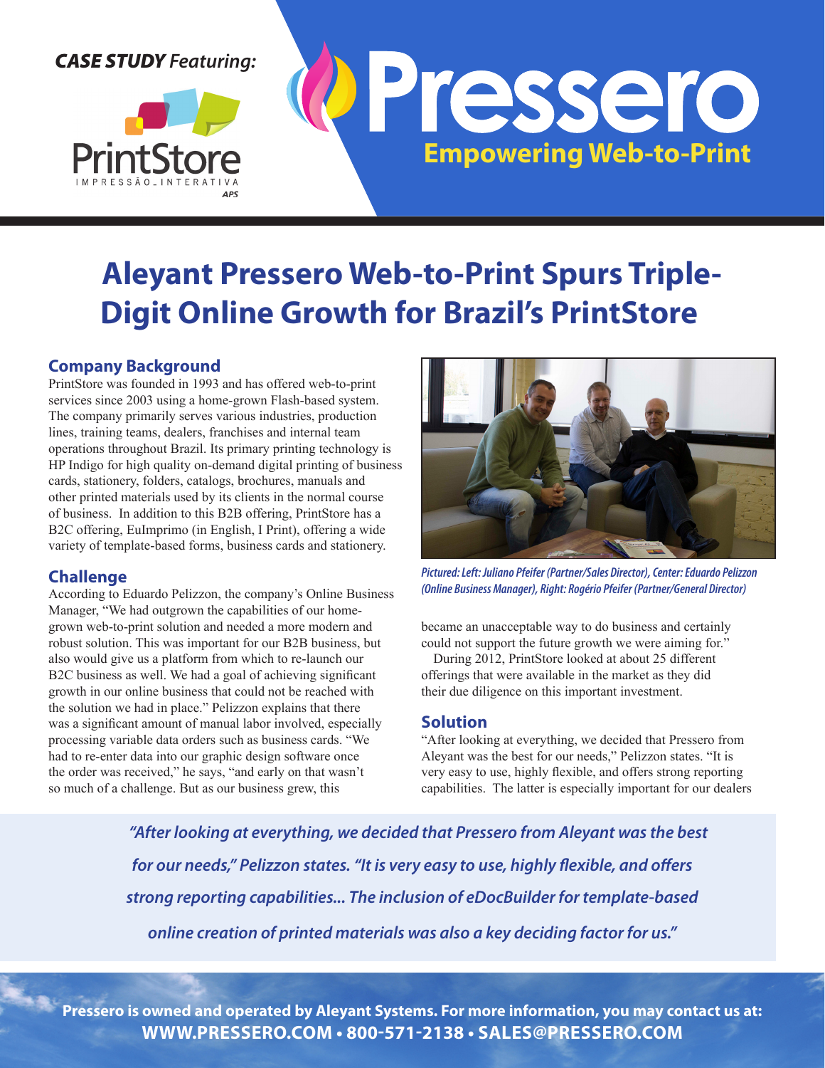*CASE STUDY Featuring:*

PrintStore
IMPRESSÃO_INTERATIVA
APS

Pressero
Empowering Web-to-Print

# Aleyant Pressero Web-to-Print Spurs Triple-Digit Online Growth for Brazil's PrintStore

## Company Background

PrintStore was founded in 1993 and has offered web-to-print services since 2003 using a home-grown Flash-based system. The company primarily serves various industries, production lines, training teams, dealers, franchises and internal team operations throughout Brazil. Its primary printing technology is HP Indigo for high quality on-demand digital printing of business cards, stationery, folders, catalogs, brochures, manuals and other printed materials used by its clients in the normal course of business. In addition to this B2B offering, PrintStore has a B2C offering, EuImprimo (in English, I Print), offering a wide variety of template-based forms, business cards and stationery.

*Pictured: Left: Juliano Pfeifer (Partner/Sales Director), Center: Eduardo Pelizzon (Online Business Manager), Right: Rogério Pfeifer (Partner/General Director)*

## Challenge

According to Eduardo Pelizzon, the company's Online Business Manager, "We had outgrown the capabilities of our home-grown web-to-print solution and needed a more modern and robust solution. This was important for our B2B business, but also would give us a platform from which to re-launch our B2C business as well. We had a goal of achieving significant growth in our online business that could not be reached with the solution we had in place." Pelizzon explains that there was a significant amount of manual labor involved, especially processing variable data orders such as business cards. "We had to re-enter data into our graphic design software once the order was received," he says, "and early on that wasn't so much of a challenge. But as our business grew, this became an unacceptable way to do business and certainly could not support the future growth we were aiming for."

During 2012, PrintStore looked at about 25 different offerings that were available in the market as they did their due diligence on this important investment.

## Solution

"After looking at everything, we decided that Pressero from Aleyant was the best for our needs," Pelizzon states. "It is very easy to use, highly flexible, and offers strong reporting capabilities. The latter is especially important for our dealers

> *"After looking at everything, we decided that Pressero from Aleyant was the best for our needs," Pelizzon states. "It is very easy to use, highly flexible, and offers strong reporting capabilities... The inclusion of eDocBuilder for template-based online creation of printed materials was also a key deciding factor for us."*

**Pressero is owned and operated by Aleyant Systems. For more information, you may contact us at:**
**WWW.PRESSERO.COM • 800-571-2138 • SALES@PRESSERO.COM**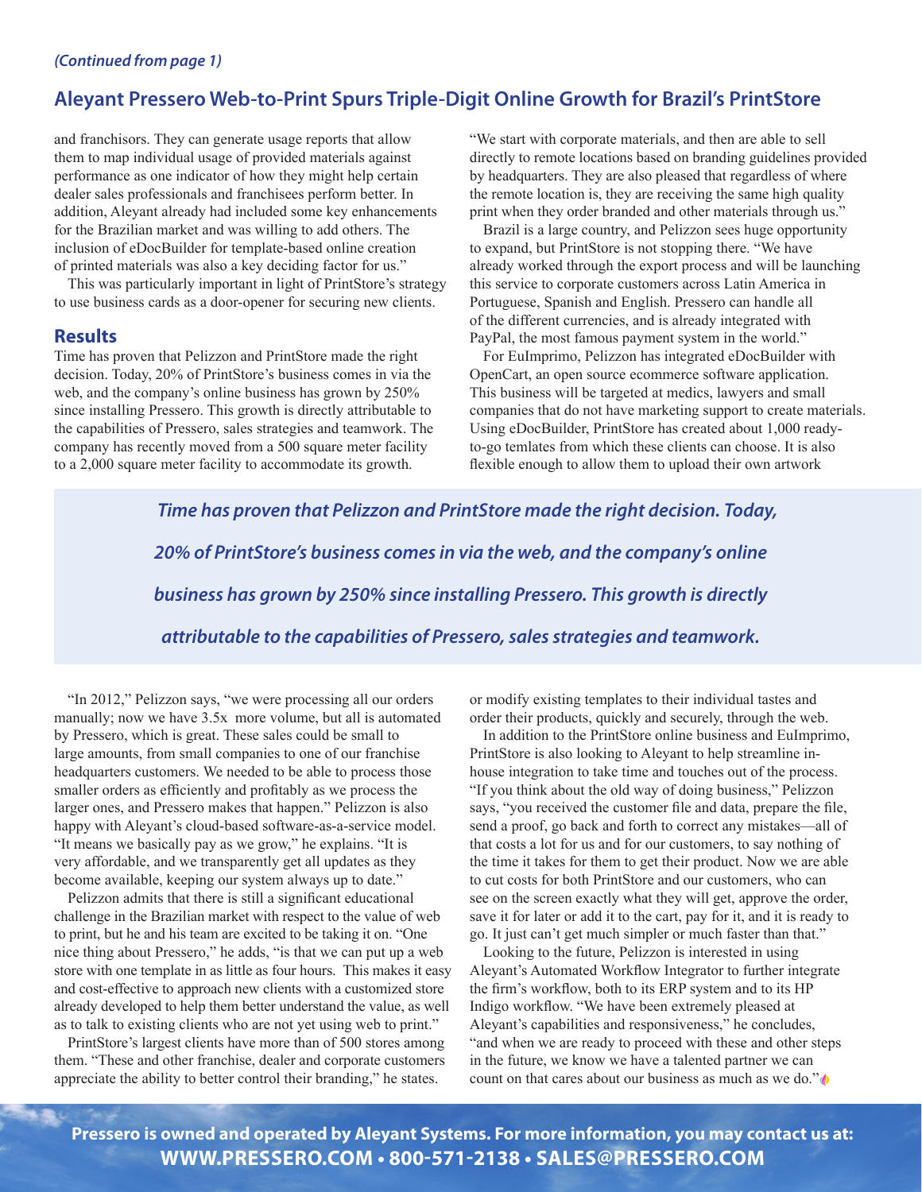*(Continued from page 1)*

## Aleyant Pressero Web-to-Print Spurs Triple-Digit Online Growth for Brazil's PrintStore

and franchisors. They can generate usage reports that allow them to map individual usage of provided materials against performance as one indicator of how they might help certain dealer sales professionals and franchisees perform better. In addition, Aleyant already had included some key enhancements for the Brazilian market and was willing to add others. The inclusion of eDocBuilder for template-based online creation of printed materials was also a key deciding factor for us."

This was particularly important in light of PrintStore's strategy to use business cards as a door-opener for securing new clients.

### Results

Time has proven that Pelizzon and PrintStore made the right decision. Today, 20% of PrintStore's business comes in via the web, and the company's online business has grown by 250% since installing Pressero. This growth is directly attributable to the capabilities of Pressero, sales strategies and teamwork. The company has recently moved from a 500 square meter facility to a 2,000 square meter facility to accommodate its growth.

"In 2012," Pelizzon says, "we were processing all our orders manually; now we have 3.5x more volume, but all is automated by Pressero, which is great. These sales could be small to large amounts, from small companies to one of our franchise headquarters customers. We needed to be able to process those smaller orders as efficiently and profitably as we process the larger ones, and Pressero makes that happen." Pelizzon is also happy with Aleyant's cloud-based software-as-a-service model. "It means we basically pay as we grow," he explains. "It is very affordable, and we transparently get all updates as they become available, keeping our system always up to date."

Pelizzon admits that there is still a significant educational challenge in the Brazilian market with respect to the value of web to print, but he and his team are excited to be taking it on. "One nice thing about Pressero," he adds, "is that we can put up a web store with one template in as little as four hours. This makes it easy and cost-effective to approach new clients with a customized store already developed to help them better understand the value, as well as to talk to existing clients who are not yet using web to print."

PrintStore's largest clients have more than of 500 stores among them. "These and other franchise, dealer and corporate customers appreciate the ability to better control their branding," he states. "We start with corporate materials, and then are able to sell directly to remote locations based on branding guidelines provided by headquarters. They are also pleased that regardless of where the remote location is, they are receiving the same high quality print when they order branded and other materials through us."

Brazil is a large country, and Pelizzon sees huge opportunity to expand, but PrintStore is not stopping there. "We have already worked through the export process and will be launching this service to corporate customers across Latin America in Portuguese, Spanish and English. Pressero can handle all of the different currencies, and is already integrated with PayPal, the most famous payment system in the world."

For EuImprimo, Pelizzon has integrated eDocBuilder with OpenCart, an open source ecommerce software application. This business will be targeted at medics, lawyers and small companies that do not have marketing support to create materials. Using eDocBuilder, PrintStore has created about 1,000 ready-to-go temlates from which these clients can choose. It is also flexible enough to allow them to upload their own artwork or modify existing templates to their individual tastes and order their products, quickly and securely, through the web.

In addition to the PrintStore online business and EuImprimo, PrintStore is also looking to Aleyant to help streamline in-house integration to take time and touches out of the process. "If you think about the old way of doing business," Pelizzon says, "you received the customer file and data, prepare the file, send a proof, go back and forth to correct any mistakes—all of that costs a lot for us and for our customers, to say nothing of the time it takes for them to get their product. Now we are able to cut costs for both PrintStore and our customers, who can see on the screen exactly what they will get, approve the order, save it for later or add it to the cart, pay for it, and it is ready to go. It just can't get much simpler or much faster than that."

Looking to the future, Pelizzon is interested in using Aleyant's Automated Workflow Integrator to further integrate the firm's workflow, both to its ERP system and to its HP Indigo workflow. "We have been extremely pleased at Aleyant's capabilities and responsiveness," he concludes, "and when we are ready to proceed with these and other steps in the future, we know we have a talented partner we can count on that cares about our business as much as we do."

> ***Time has proven that Pelizzon and PrintStore made the right decision. Today, 20% of PrintStore's business comes in via the web, and the company's online business has grown by 250% since installing Pressero. This growth is directly attributable to the capabilities of Pressero, sales strategies and teamwork.***

**Pressero is owned and operated by Aleyant Systems. For more information, you may contact us at:**
**WWW.PRESSERO.COM • 800-571-2138 • SALES@PRESSERO.COM**